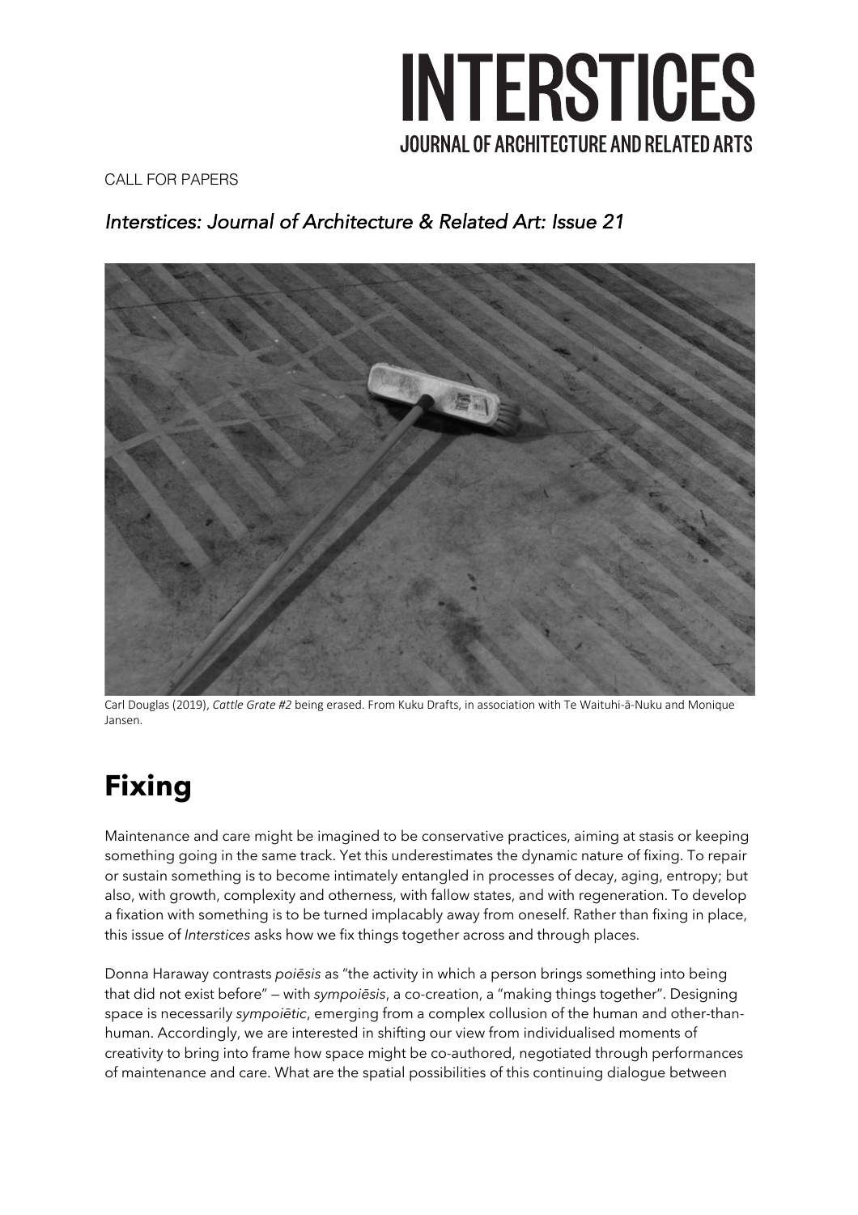# INTERSTICES
JOURNAL OF ARCHITECTURE AND RELATED ARTS

CALL FOR PAPERS

*Interstices: Journal of Architecture & Related Art: Issue 21*

Carl Douglas (2019), *Cattle Grate #2* being erased. From Kuku Drafts, in association with Te Waituhi-ā-Nuku and Monique Jansen.

## Fixing

Maintenance and care might be imagined to be conservative practices, aiming at stasis or keeping something going in the same track. Yet this underestimates the dynamic nature of fixing. To repair or sustain something is to become intimately entangled in processes of decay, aging, entropy; but also, with growth, complexity and otherness, with fallow states, and with regeneration. To develop a fixation with something is to be turned implacably away from oneself. Rather than fixing in place, this issue of *Interstices* asks how we fix things together across and through places.

Donna Haraway contrasts *poiēsis* as "the activity in which a person brings something into being that did not exist before" — with *sympoiēsis*, a co-creation, a "making things together". Designing space is necessarily *sympoiētic*, emerging from a complex collusion of the human and other-than-human. Accordingly, we are interested in shifting our view from individualised moments of creativity to bring into frame how space might be co-authored, negotiated through performances of maintenance and care. What are the spatial possibilities of this continuing dialogue between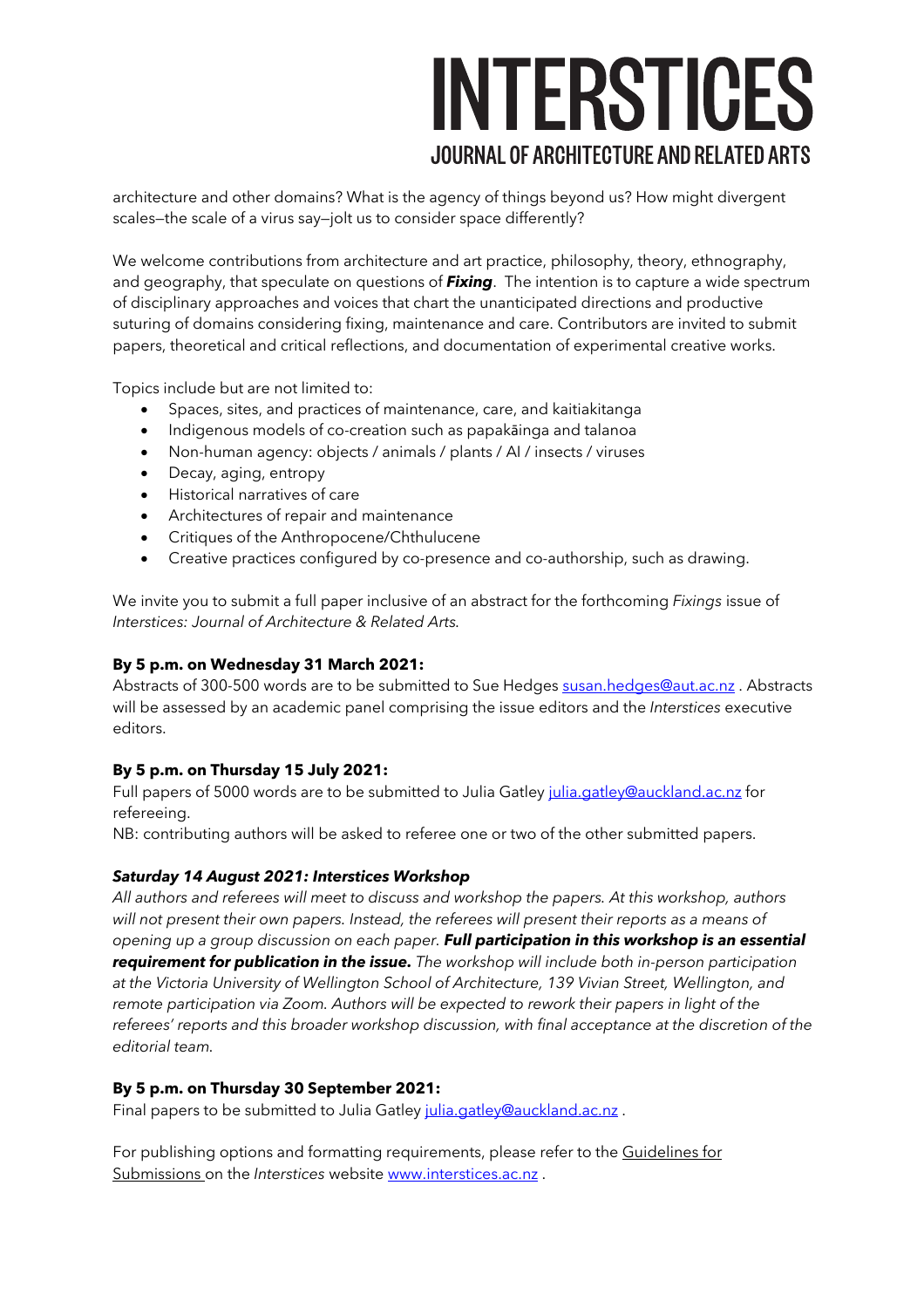architecture and other domains? What is the agency of things beyond us? How might divergent scales—the scale of a virus say—jolt us to consider space differently?

We welcome contributions from architecture and art practice, philosophy, theory, ethnography, and geography, that speculate on questions of ***Fixing***. The intention is to capture a wide spectrum of disciplinary approaches and voices that chart the unanticipated directions and productive suturing of domains considering fixing, maintenance and care. Contributors are invited to submit papers, theoretical and critical reflections, and documentation of experimental creative works.

Topics include but are not limited to:

- Spaces, sites, and practices of maintenance, care, and kaitiakitanga
- Indigenous models of co-creation such as papakāinga and talanoa
- Non-human agency: objects / animals / plants / AI / insects / viruses
- Decay, aging, entropy
- Historical narratives of care
- Architectures of repair and maintenance
- Critiques of the Anthropocene/Chthulucene
- Creative practices configured by co-presence and co-authorship, such as drawing.

We invite you to submit a full paper inclusive of an abstract for the forthcoming *Fixings* issue of *Interstices: Journal of Architecture & Related Arts.*

**By 5 p.m. on Wednesday 31 March 2021:**
Abstracts of 300-500 words are to be submitted to Sue Hedges susan.hedges@aut.ac.nz . Abstracts will be assessed by an academic panel comprising the issue editors and the *Interstices* executive editors.

**By 5 p.m. on Thursday 15 July 2021:**
Full papers of 5000 words are to be submitted to Julia Gatley julia.gatley@auckland.ac.nz for refereeing.
NB: contributing authors will be asked to referee one or two of the other submitted papers.

***Saturday 14 August 2021: Interstices Workshop***
*All authors and referees will meet to discuss and workshop the papers. At this workshop, authors will not present their own papers. Instead, the referees will present their reports as a means of opening up a group discussion on each paper.* ***Full participation in this workshop is an essential requirement for publication in the issue.*** *The workshop will include both in-person participation at the Victoria University of Wellington School of Architecture, 139 Vivian Street, Wellington, and remote participation via Zoom. Authors will be expected to rework their papers in light of the referees' reports and this broader workshop discussion, with final acceptance at the discretion of the editorial team.*

**By 5 p.m. on Thursday 30 September 2021:**
Final papers to be submitted to Julia Gatley julia.gatley@auckland.ac.nz .

For publishing options and formatting requirements, please refer to the Guidelines for Submissions on the *Interstices* website www.interstices.ac.nz .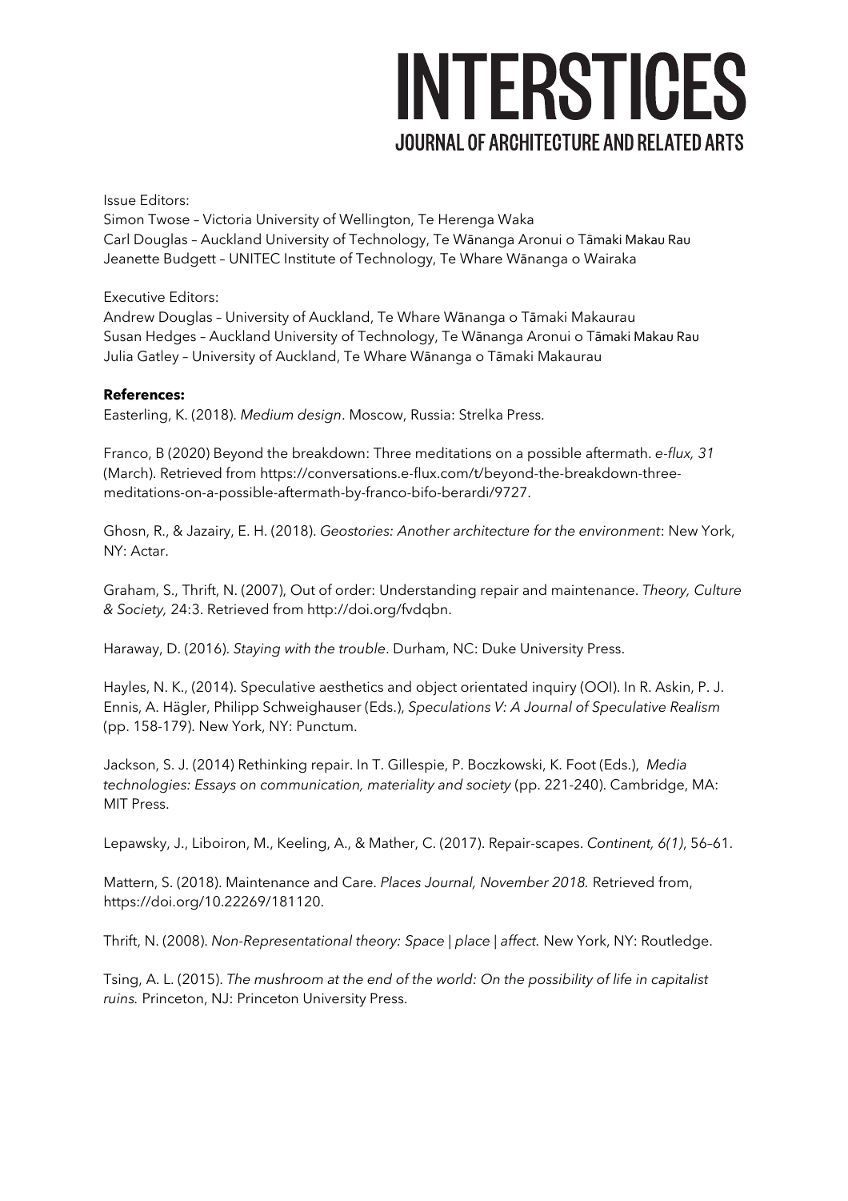# INTERSTICES

## JOURNAL OF ARCHITECTURE AND RELATED ARTS

Issue Editors:
Simon Twose – Victoria University of Wellington, Te Herenga Waka
Carl Douglas – Auckland University of Technology, Te Wānanga Aronui o Tāmaki Makau Rau
Jeanette Budgett – UNITEC Institute of Technology, Te Whare Wānanga o Wairaka

Executive Editors:
Andrew Douglas – University of Auckland, Te Whare Wānanga o Tāmaki Makaurau
Susan Hedges – Auckland University of Technology, Te Wānanga Aronui o Tāmaki Makau Rau
Julia Gatley – University of Auckland, Te Whare Wānanga o Tāmaki Makaurau

**References:**

Easterling, K. (2018). *Medium design*. Moscow, Russia: Strelka Press.

Franco, B (2020) Beyond the breakdown: Three meditations on a possible aftermath. *e-flux, 31* (March). Retrieved from https://conversations.e-flux.com/t/beyond-the-breakdown-three-meditations-on-a-possible-aftermath-by-franco-bifo-berardi/9727.

Ghosn, R., & Jazairy, E. H. (2018). *Geostories: Another architecture for the environment*: New York, NY: Actar.

Graham, S., Thrift, N. (2007), Out of order: Understanding repair and maintenance. *Theory, Culture & Society,* 24:3. Retrieved from http://doi.org/fvdqbn.

Haraway, D. (2016). *Staying with the trouble*. Durham, NC: Duke University Press.

Hayles, N. K., (2014). Speculative aesthetics and object orientated inquiry (OOI). In R. Askin, P. J. Ennis, A. Hägler, Philipp Schweighauser (Eds.), *Speculations V: A Journal of Speculative Realism* (pp. 158-179). New York, NY: Punctum.

Jackson, S. J. (2014) Rethinking repair. In T. Gillespie, P. Boczkowski, K. Foot (Eds.), *Media technologies: Essays on communication, materiality and society* (pp. 221-240). Cambridge, MA: MIT Press.

Lepawsky, J., Liboiron, M., Keeling, A., & Mather, C. (2017). Repair-scapes. *Continent, 6(1)*, 56–61.

Mattern, S. (2018). Maintenance and Care. *Places Journal, November 2018.* Retrieved from, https://doi.org/10.22269/181120.

Thrift, N. (2008). *Non-Representational theory: Space | place | affect.* New York, NY: Routledge.

Tsing, A. L. (2015). *The mushroom at the end of the world: On the possibility of life in capitalist ruins.* Princeton, NJ: Princeton University Press.